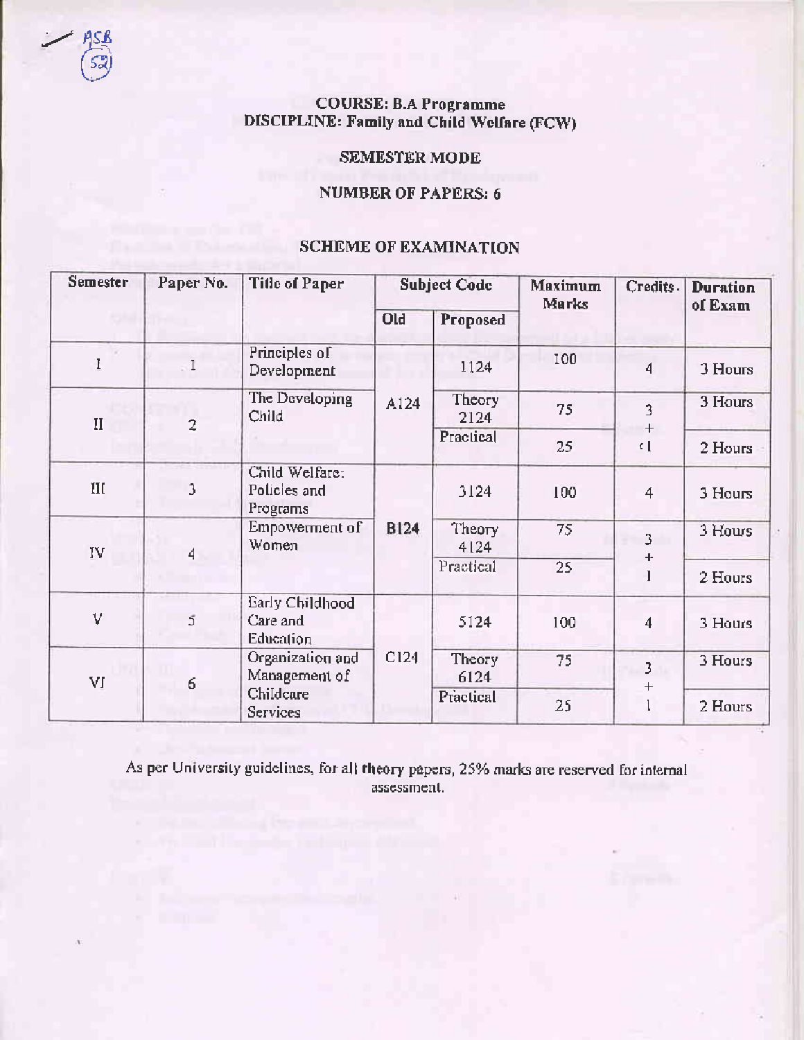**COURSE: B.A Programme**
**DISCIPLINE: Family and Child Welfare (FCW)**

**SEMESTER MODE**
**NUMBER OF PAPERS: 6**

## SCHEME OF EXAMINATION

| Semester | Paper No. | Title of Paper | Subject Code | | Maximum Marks | Credits | Duration of Exam |
|---|---|---|---|---|---|---|---|
| | | | Old | Proposed | | | |
| I | 1 | Principles of Development | A124 | 1124 | 100 | 4 | 3 Hours |
| II | 2 | The Developing Child | | Theory 2124 | 75 | 3 + 1 | 3 Hours |
| | | | | Practical | 25 | | 2 Hours |
| III | 3 | Child Welfare: Policies and Programs | B124 | 3124 | 100 | 4 | 3 Hours |
| IV | 4 | Empowerment of Women | | Theory 4124 | 75 | 3 + 1 | 3 Hours |
| | | | | Practical | 25 | | 2 Hours |
| V | 5 | Early Childhood Care and Education | C124 | 5124 | 100 | 4 | 3 Hours |
| VI | 6 | Organization and Management of Childcare Services | | Theory 6124 | 75 | 3 + 1 | 3 Hours |
| | | | | Practical | 25 | | 2 Hours |

As per University guidelines, for all theory papers, 25% marks are reserved for internal assessment.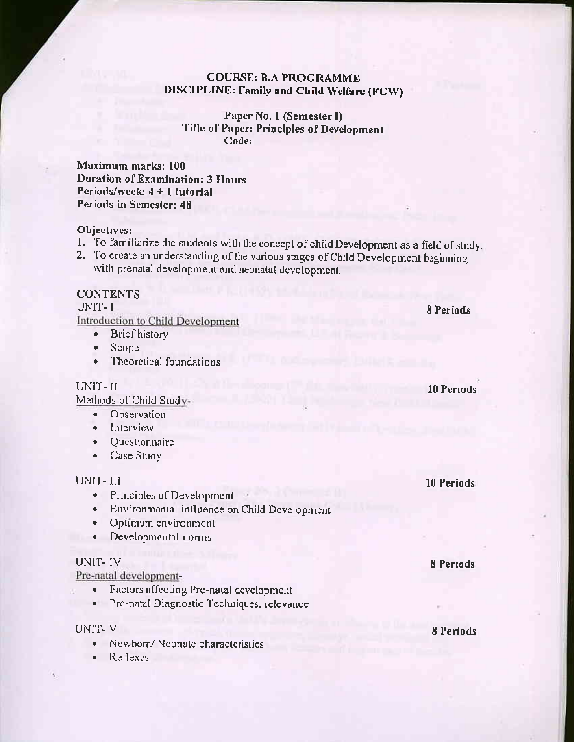**COURSE: B.A PROGRAMME**
**DISCIPLINE: Family and Child Welfare (FCW)**

**Paper No. 1 (Semester I)**
**Title of Paper: Principles of Development**
**Code:**

**Maximum marks: 100**
**Duration of Examination: 3 Hours**
**Periods/week: 4 + 1 tutorial**
**Periods in Semester: 48**

Objectives:

1. To familiarize the students with the concept of child Development as a field of study.
2. To create an understanding of the various stages of Child Development beginning with prenatal development and neonatal development.

CONTENTS

UNIT- I — **8 Periods**

Introduction to Child Development-

- Brief history
- Scope
- Theoretical foundations

UNIT- II — **10 Periods**

Methods of Child Study-

- Observation
- Interview
- Questionnaire
- Case Study

UNIT- III — **10 Periods**

- Principles of Development
- Environmental influence on Child Development
- Optimum environment
- Developmental norms

UNIT- IV — **8 Periods**

Pre-natal development-

- Factors affecting Pre-natal development
- Pre-natal Diagnostic Techniques: relevance

UNIT- V — **8 Periods**

- Newborn/ Neonate characteristics
- Reflexes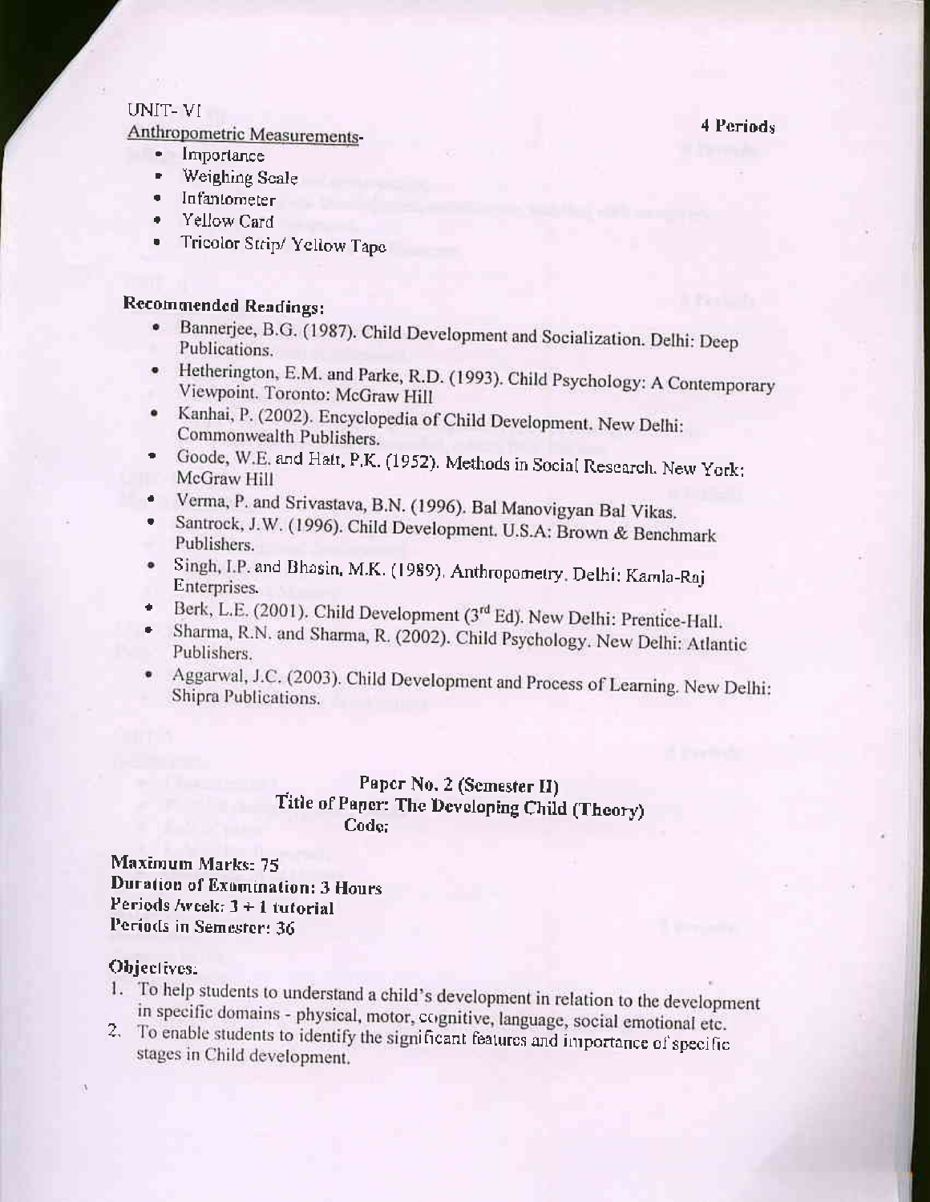UNIT- VI

**4 Periods**

<u>Anthropometric Measurements-</u>

- Importance
- Weighing Scale
- Infantometer
- Yellow Card
- Tricolor Strip/ Yellow Tape

**Recommended Readings:**

- Bannerjee, B.G. (1987). Child Development and Socialization. Delhi: Deep Publications.
- Hetherington, E.M. and Parke, R.D. (1993). Child Psychology: A Contemporary Viewpoint. Toronto: McGraw Hill
- Kanhai, P. (2002). Encyclopedia of Child Development. New Delhi: Commonwealth Publishers.
- Goode, W.E. and Hatt, P.K. (1952). Methods in Social Research. New York: McGraw Hill
- Verma, P. and Srivastava, B.N. (1996). Bal Manovigyan Bal Vikas.
- Santrock, J.W. (1996). Child Development. U.S.A: Brown & Benchmark Publishers.
- Singh, I.P. and Bhasin, M.K. (1989). Anthropometry. Delhi: Kamla-Raj Enterprises.
- Berk, L.E. (2001). Child Development (3rd Ed). New Delhi: Prentice-Hall.
- Sharma, R.N. and Sharma, R. (2002). Child Psychology. New Delhi: Atlantic Publishers.
- Aggarwal, J.C. (2003). Child Development and Process of Learning. New Delhi: Shipra Publications.

## Paper No. 2 (Semester II)
## Title of Paper: The Developing Child (Theory)
## Code:

**Maximum Marks: 75**
**Duration of Examination: 3 Hours**
**Periods /week: 3 + 1 tutorial**
**Periods in Semester: 36**

**Objectives:**

1. To help students to understand a child's development in relation to the development in specific domains - physical, motor, cognitive, language, social emotional etc.
2. To enable students to identify the significant features and importance of specific stages in Child development.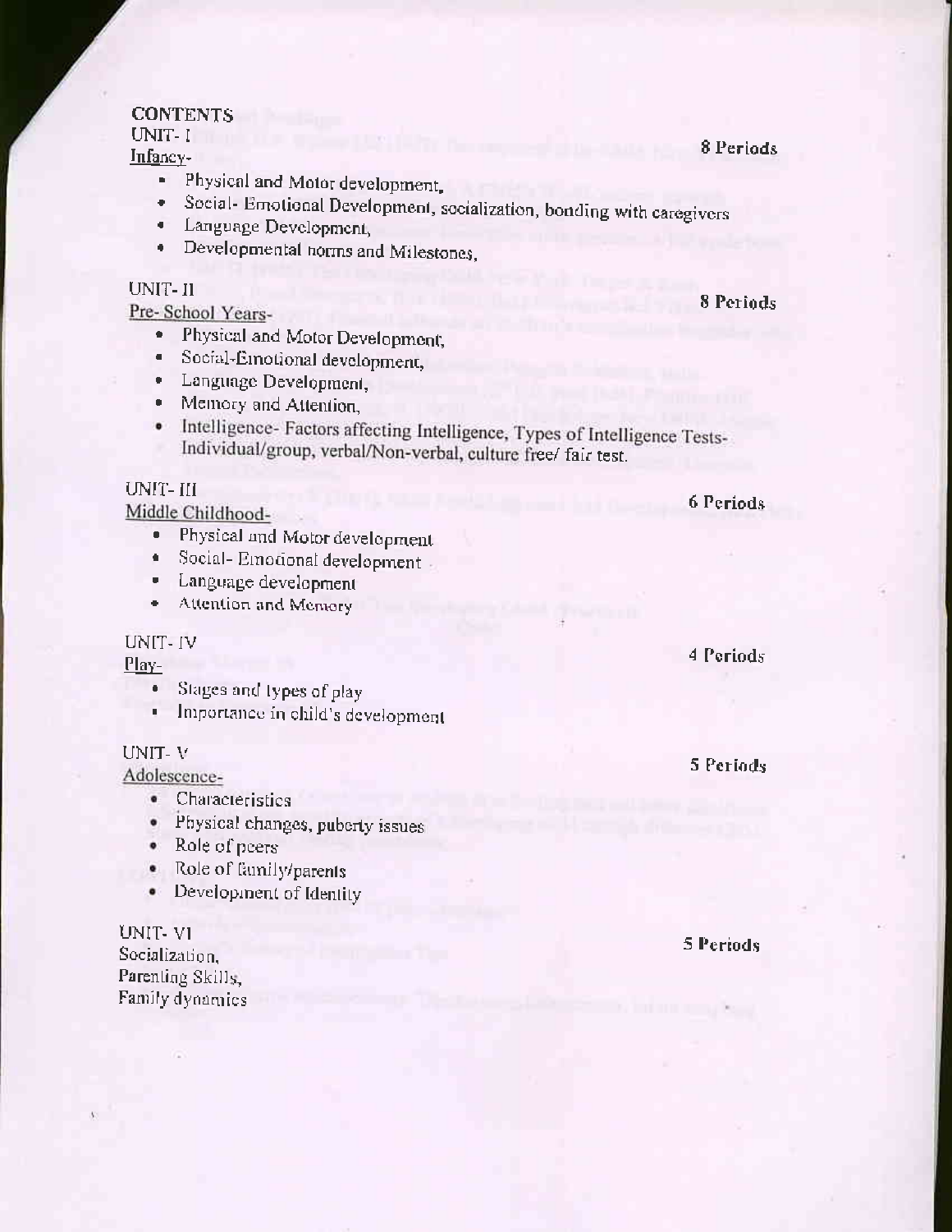## CONTENTS

### UNIT- I

**8 Periods**

Infancy-

- Physical and Motor development,
- Social- Emotional Development, socialization, bonding with caregivers
- Language Development,
- Developmental norms and Milestones,

### UNIT- II

**8 Periods**

Pre- School Years-

- Physical and Motor Development,
- Social-Emotional development,
- Language Development,
- Memory and Attention,
- Intelligence- Factors affecting Intelligence, Types of Intelligence Tests- Individual/group, verbal/Non-verbal, culture free/ fair test.

### UNIT- III

**6 Periods**

Middle Childhood-

- Physical and Motor development
- Social- Emotional development
- Language development
- Attention and Memory

### UNIT- IV

**4 Periods**

Play-

- Stages and types of play
- Importance in child's development

### UNIT- V

**5 Periods**

Adolescence-

- Characteristics
- Physical changes, puberty issues
- Role of peers
- Role of family/parents
- Development of Identity

### UNIT- VI

**5 Periods**

Socialization,
Parenting Skills,
Family dynamics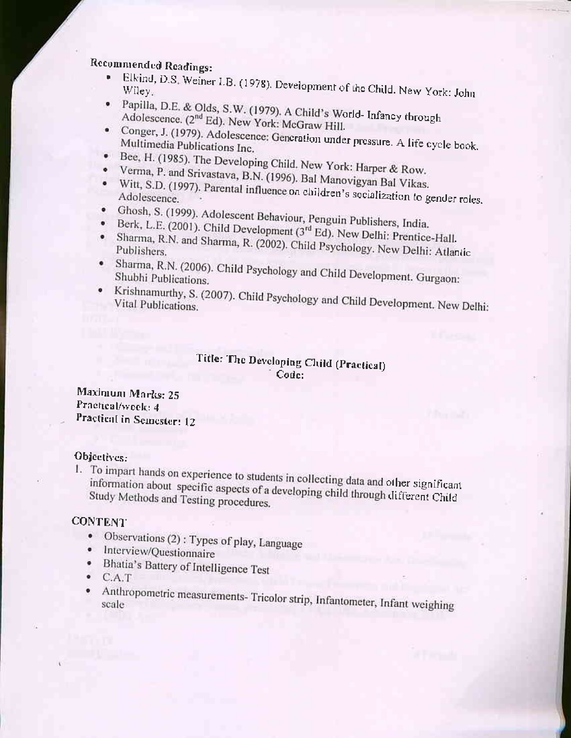**Recommended Readings:**

- Elkind, D.S. Weiner I.B. (1978). Development of the Child. New York: John Wiley.
- Papilla, D.E. & Olds, S.W. (1979). A Child's World- Infancy through Adolescence. (2nd Ed). New York: McGraw Hill.
- Conger, J. (1979). Adolescence: Generation under pressure. A life cycle book. Multimedia Publications Inc.
- Bee, H. (1985). The Developing Child. New York: Harper & Row.
- Verma, P. and Srivastava, B.N. (1996). Bal Manovigyan Bal Vikas.
- Witt, S.D. (1997). Parental influence on children's socialization to gender roles. Adolescence.
- Ghosh, S. (1999). Adolescent Behaviour, Penguin Publishers, India.
- Berk, L.E. (2001). Child Development (3rd Ed). New Delhi: Prentice-Hall.
- Sharma, R.N. and Sharma, R. (2002). Child Psychology. New Delhi: Atlantic Publishers.
- Sharma, R.N. (2006). Child Psychology and Child Development. Gurgaon: Shubhi Publications.
- Krishnamurthy, S. (2007). Child Psychology and Child Development. New Delhi: Vital Publications.

## Title: The Developing Child (Practical)

Code:

**Maximum Marks: 25**
**Practical/week: 4**
**Practical in Semester: 12**

**Objectives:**

1. To impart hands on experience to students in collecting data and other significant information about specific aspects of a developing child through different Child Study Methods and Testing procedures.

**CONTENT**

- Observations (2) : Types of play, Language
- Interview/Questionnaire
- Bhatia's Battery of Intelligence Test
- C.A.T
- Anthropometric measurements- Tricolor strip, Infantometer, Infant weighing scale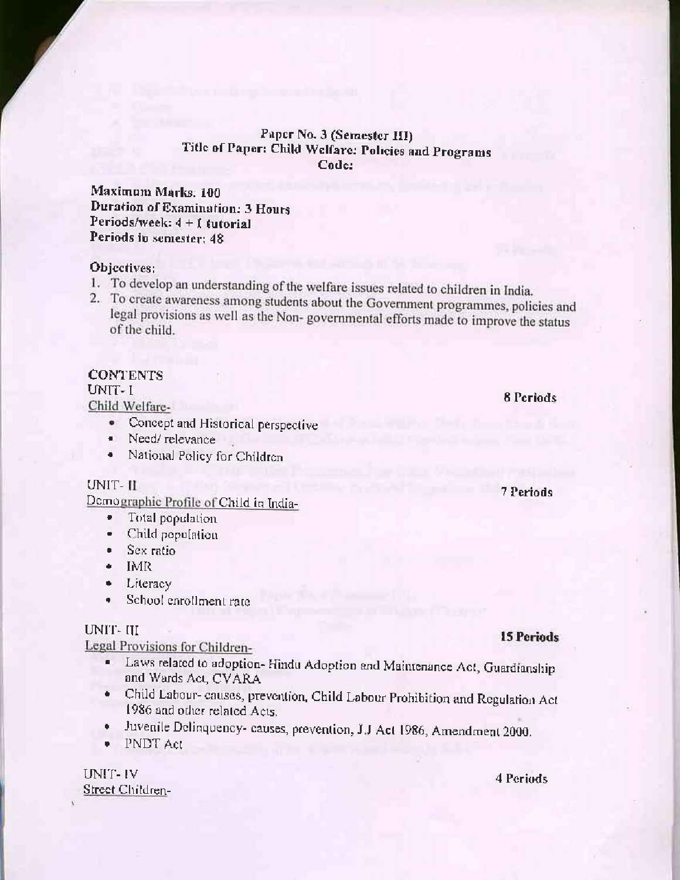## Paper No. 3 (Semester III)
## Title of Paper: Child Welfare: Policies and Programs
**Code:**

**Maximum Marks: 100**
**Duration of Examination: 3 Hours**
**Periods/week: 4 + 1 tutorial**
**Periods in semester: 48**

**Objectives:**

1. To develop an understanding of the welfare issues related to children in India.
2. To create awareness among students about the Government programmes, policies and legal provisions as well as the Non- governmental efforts made to improve the status of the child.

**CONTENTS**

UNIT- I — **8 Periods**

Child Welfare-

- Concept and Historical perspective
- Need/ relevance
- National Policy for Children

UNIT- II — **7 Periods**

Demographic Profile of Child in India-

- Total population
- Child population
- Sex ratio
- IMR
- Literacy
- School enrollment rate

UNIT- III — **15 Periods**

Legal Provisions for Children-

- Laws related to adoption- Hindu Adoption and Maintenance Act, Guardianship and Wards Act, CVARA
- Child Labour- causes, prevention, Child Labour Prohibition and Regulation Act 1986 and other related Acts.
- Juvenile Delinquency- causes, prevention, J.J Act 1986, Amendment 2000.
- PNDT Act

UNIT- IV — **4 Periods**

Street Children-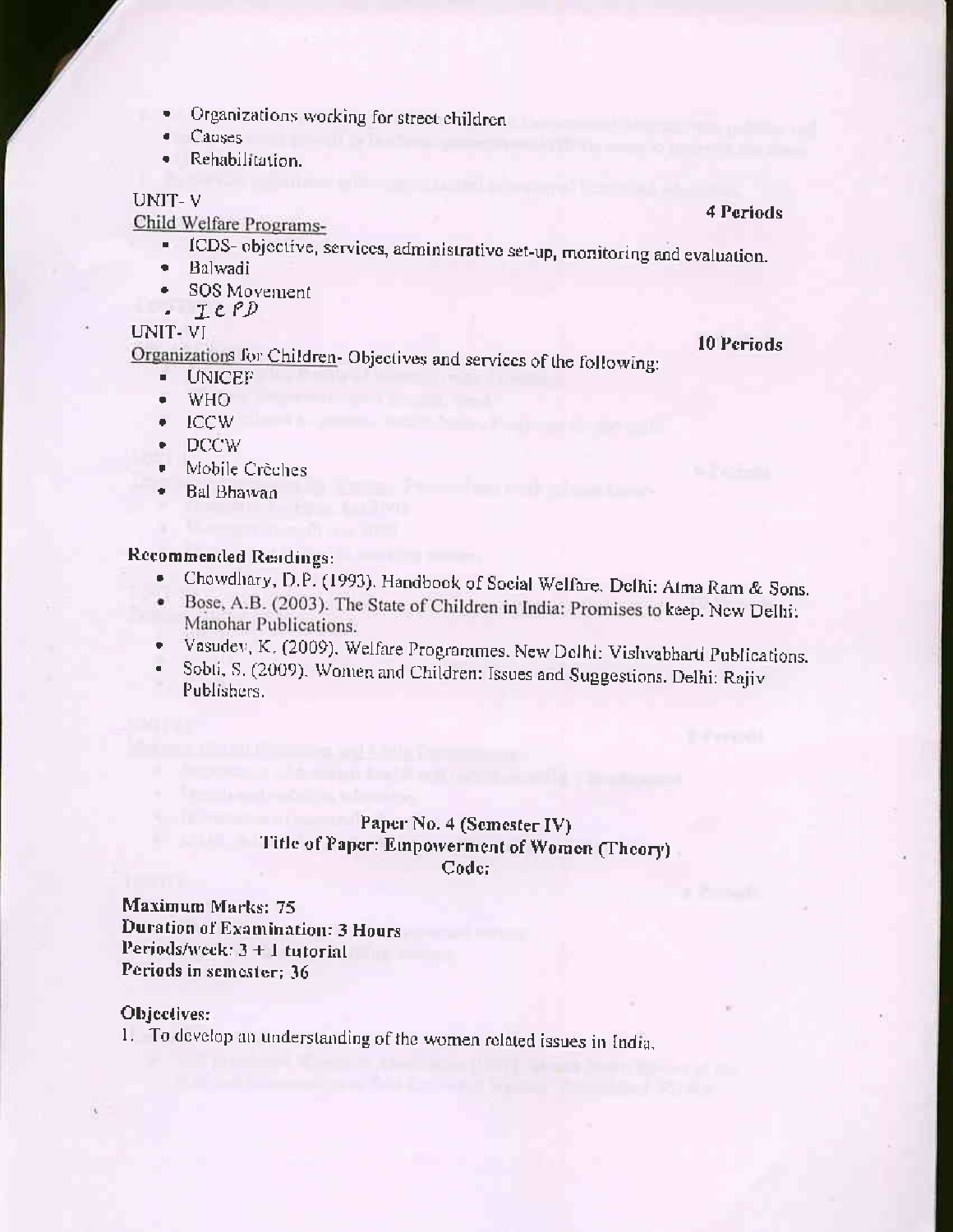- Organizations working for street children
- Causes
- Rehabilitation.

UNIT- V **4 Periods**

Child Welfare Programs-

- ICDS- objective, services, administrative set-up, monitoring and evaluation.
- Balwadi
- SOS Movement
- ICPD

UNIT- VI **10 Periods**

Organizations for Children- Objectives and services of the following:

- UNICEF
- WHO
- ICCW
- DCCW
- Mobile Crèches
- Bal Bhawan

**Recommended Readings:**

- Chowdhary, D.P. (1993). Handbook of Social Welfare. Delhi: Atma Ram & Sons.
- Bose, A.B. (2003). The State of Children in India: Promises to keep. New Delhi: Manohar Publications.
- Vasudev, K. (2009). Welfare Programmes. New Delhi: Vishvabharti Publications.
- Sobti, S. (2009). Women and Children: Issues and Suggestions. Delhi: Rajiv Publishers.

**Paper No. 4 (Semester IV)**
**Title of Paper: Empowerment of Women (Theory)**
**Code:**

**Maximum Marks: 75**
**Duration of Examination: 3 Hours**
**Periods/week: 3 + 1 tutorial**
**Periods in semester: 36**

**Objectives:**

1. To develop an understanding of the women related issues in India.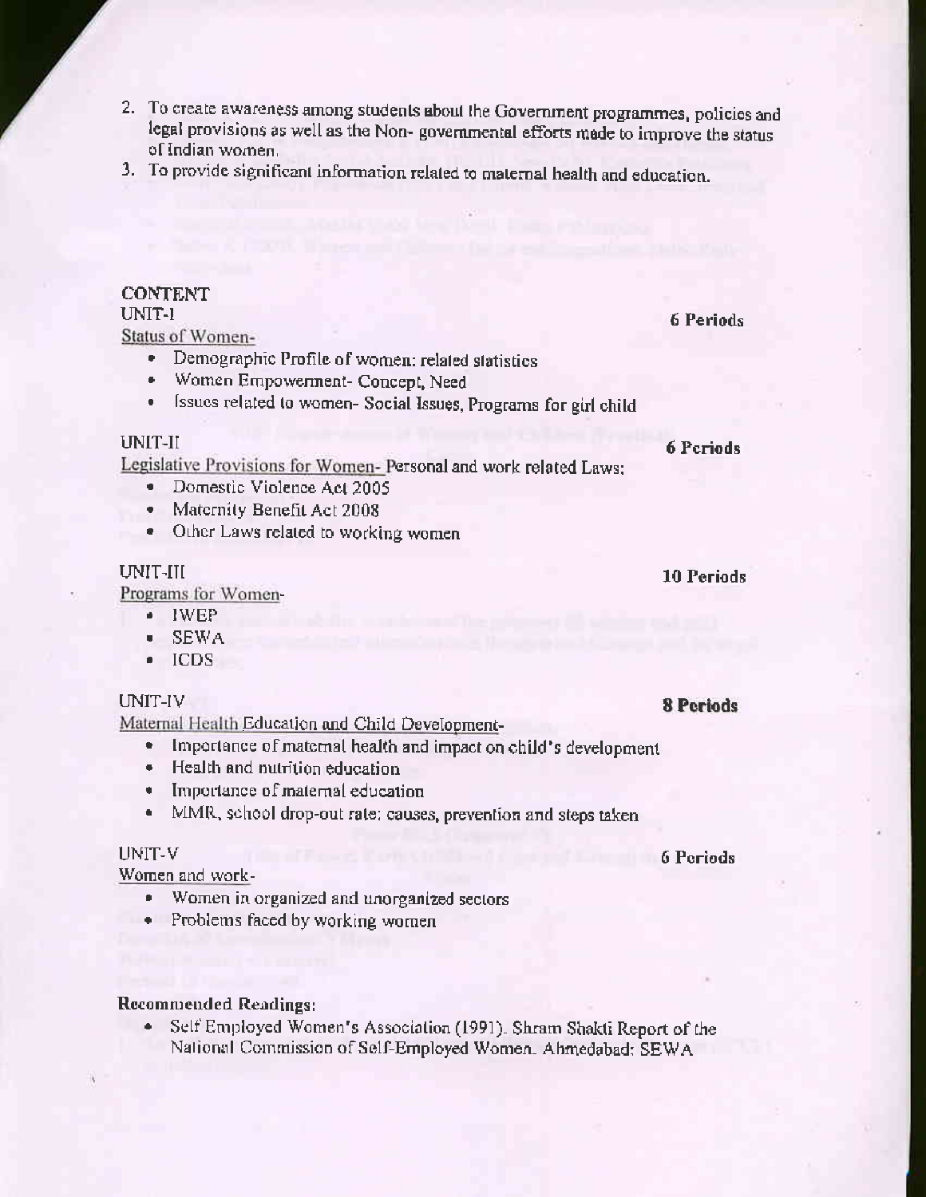2. To create awareness among students about the Government programmes, policies and legal provisions as well as the Non- governmental efforts made to improve the status of Indian women.
3. To provide significant information related to maternal health and education.

**CONTENT**

UNIT-I **6 Periods**

Status of Women-

- Demographic Profile of women: related statistics
- Women Empowerment- Concept, Need
- Issues related to women- Social Issues, Programs for girl child

UNIT-II **6 Periods**

Legislative Provisions for Women- Personal and work related Laws:

- Domestic Violence Act 2005
- Maternity Benefit Act 2008
- Other Laws related to working women

UNIT-III **10 Periods**

Programs for Women-

- IWEP
- SEWA
- ICDS

UNIT-IV **8 Periods**

Maternal Health Education and Child Development-

- Importance of maternal health and impact on child's development
- Health and nutrition education
- Importance of maternal education
- MMR, school drop-out rate: causes, prevention and steps taken

UNIT-V **6 Periods**

Women and work-

- Women in organized and unorganized sectors
- Problems faced by working women

**Recommended Readings:**

- Self Employed Women's Association (1991). Shram Shakti Report of the National Commission of Self-Employed Women. Ahmedabad: SEWA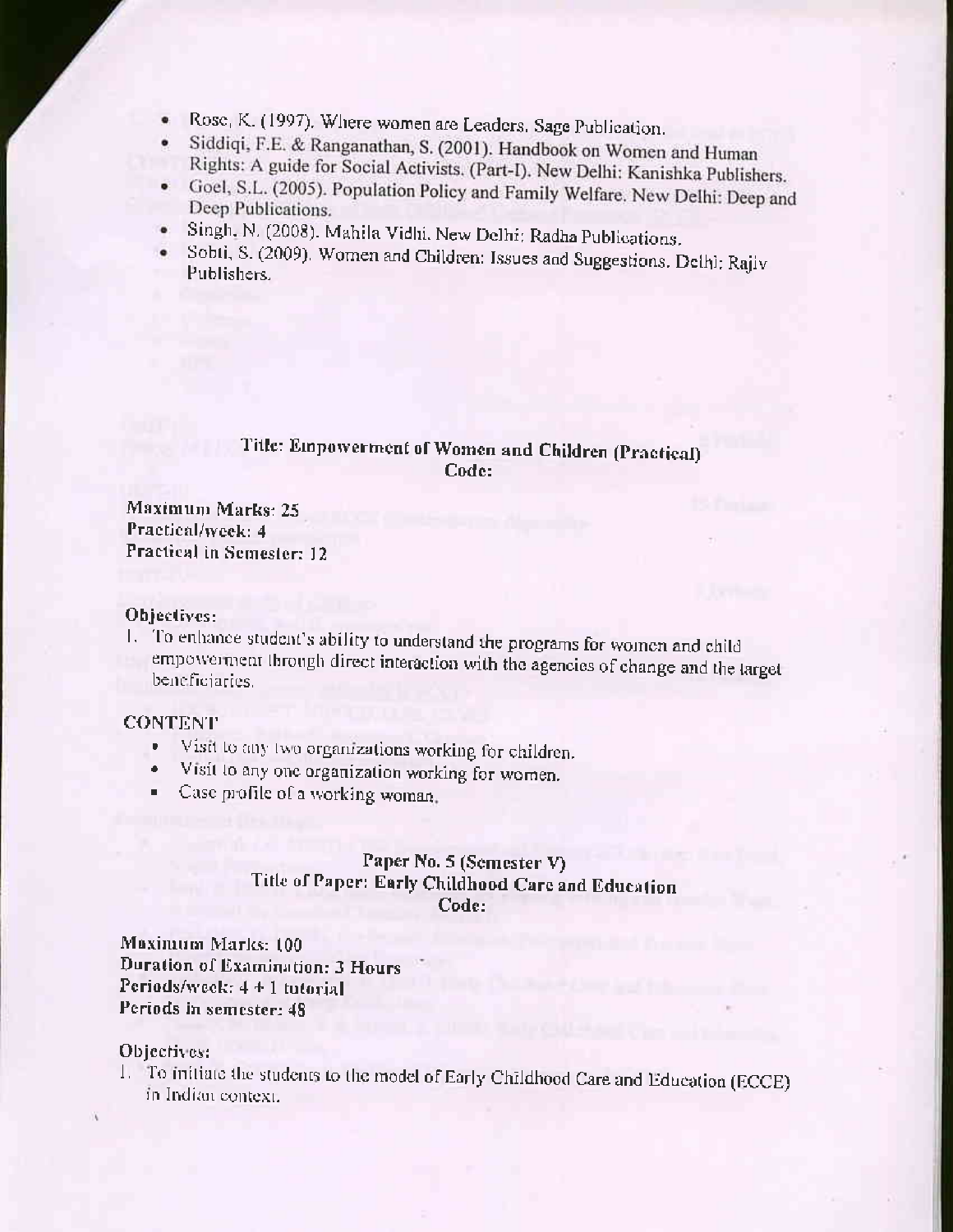- Rose, K. (1997). Where women are Leaders. Sage Publication.
- Siddiqi, F.E. & Ranganathan, S. (2001). Handbook on Women and Human Rights: A guide for Social Activists. (Part-I). New Delhi: Kanishka Publishers.
- Goel, S.L. (2005). Population Policy and Family Welfare. New Delhi: Deep and Deep Publications.
- Singh, N. (2008). Mahila Vidhi. New Delhi: Radha Publications.
- Sobti, S. (2009). Women and Children: Issues and Suggestions. Delhi: Rajiv Publishers.

**Title: Empowerment of Women and Children (Practical)**
**Code:**

**Maximum Marks: 25**
**Practical/week: 4**
**Practical in Semester: 12**

**Objectives:**

1. To enhance student's ability to understand the programs for women and child empowerment through direct interaction with the agencies of change and the target beneficiaries.

**CONTENT**

- Visit to any two organizations working for children.
- Visit to any one organization working for women.
- Case profile of a working woman.

**Paper No. 5 (Semester V)**
**Title of Paper: Early Childhood Care and Education**
**Code:**

**Maximum Marks: 100**
**Duration of Examination: 3 Hours**
**Periods/week: 4 + 1 tutorial**
**Periods in semester: 48**

**Objectives:**

1. To initiate the students to the model of Early Childhood Care and Education (ECCE) in Indian context.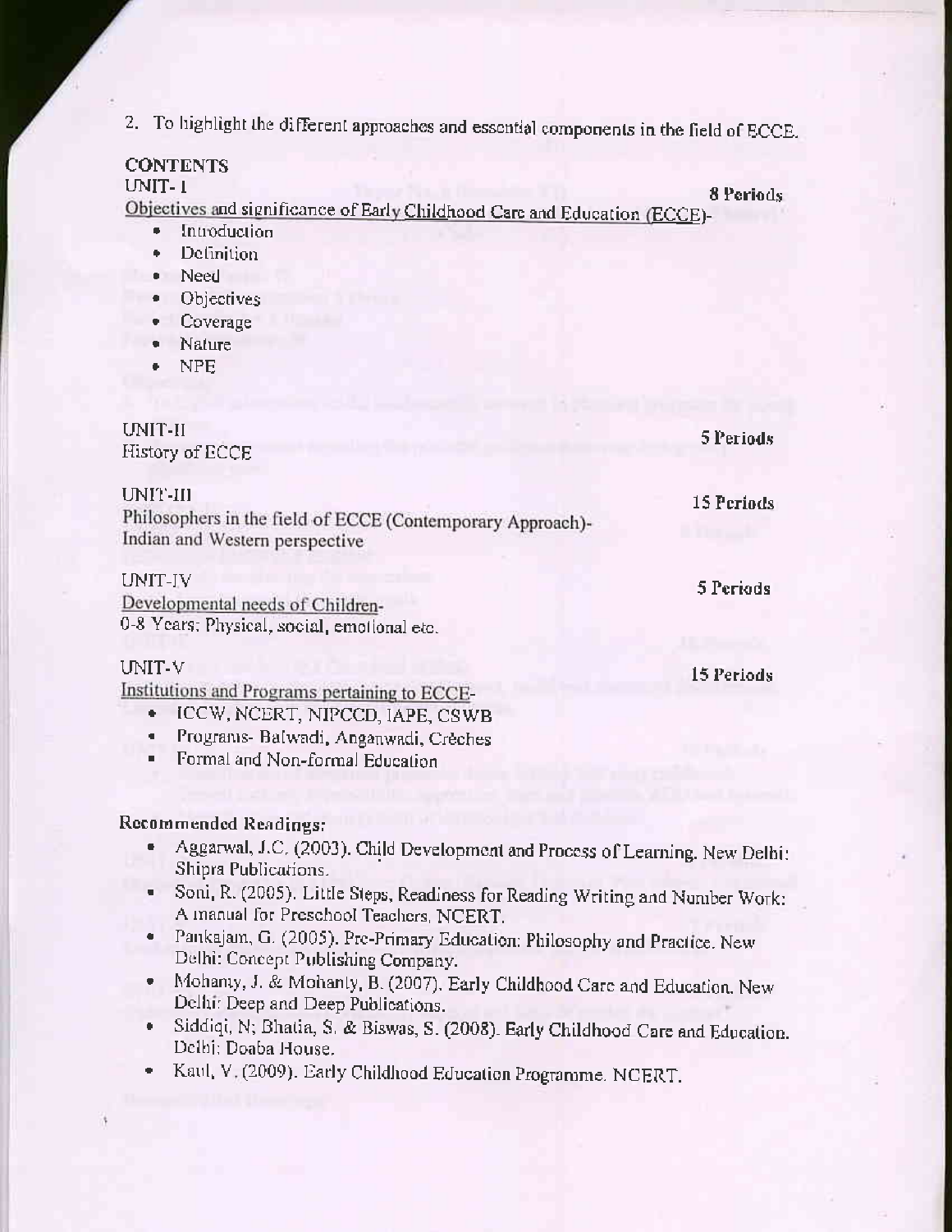2. To highlight the different approaches and essential components in the field of ECCE.

## CONTENTS

### UNIT- I — 8 Periods

Objectives and significance of Early Childhood Care and Education (ECCE)-

- Introduction
- Definition
- Need
- Objectives
- Coverage
- Nature
- NPE

### UNIT-II — 5 Periods

History of ECCE

### UNIT-III — 15 Periods

Philosophers in the field of ECCE (Contemporary Approach)-
Indian and Western perspective

### UNIT-IV — 5 Periods

Developmental needs of Children-
0-8 Years: Physical, social, emotional etc.

### UNIT-V — 15 Periods

Institutions and Programs pertaining to ECCE-

- ICCW, NCERT, NIPCCD, IAPE, CSWB
- Programs- Balwadi, Anganwadi, Crèches
- Formal and Non-formal Education

### Recommended Readings:

- Aggarwal, J.C. (2003). Child Development and Process of Learning. New Delhi: Shipra Publications.
- Soni, R. (2005). Little Steps, Readiness for Reading Writing and Number Work: A manual for Preschool Teachers. NCERT.
- Pankajam, G. (2005). Pre-Primary Education: Philosophy and Practice. New Delhi: Concept Publishing Company.
- Mohanty, J. & Mohanty, B. (2007). Early Childhood Care and Education. New Delhi: Deep and Deep Publications.
- Siddiqi, N; Bhatia, S. & Biswas, S. (2008). Early Childhood Care and Education. Delhi: Doaba House.
- Kaul, V. (2009). Early Childhood Education Programme. NCERT.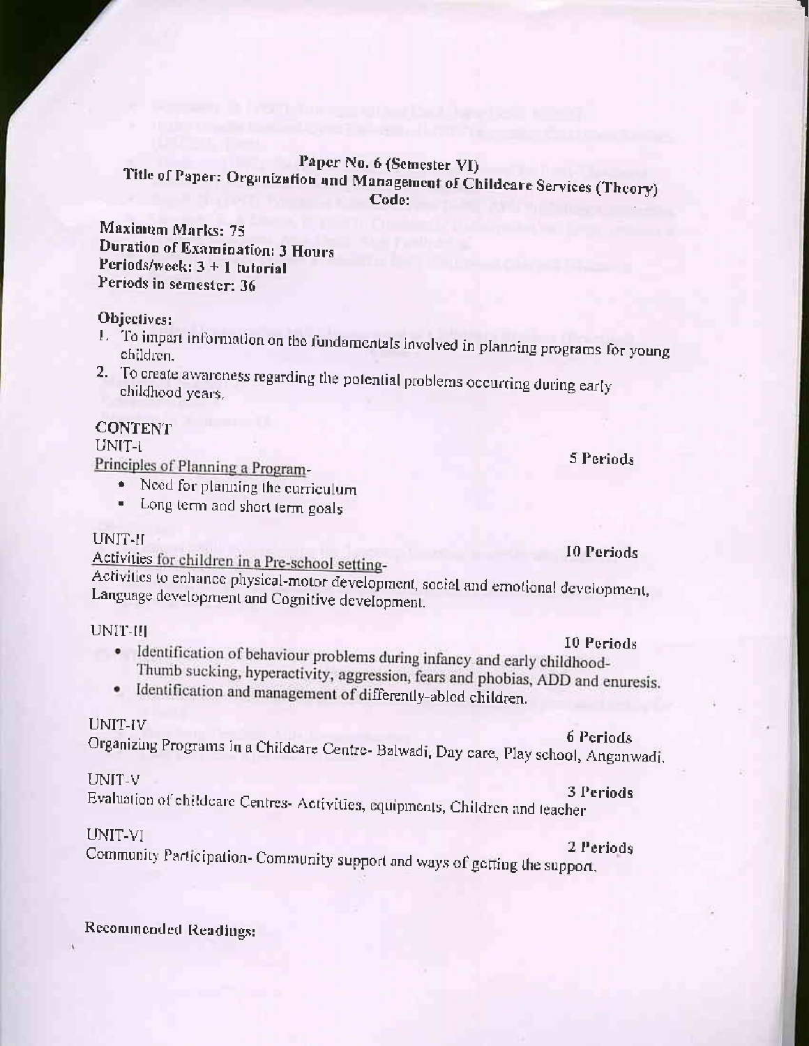## Paper No. 6 (Semester VI)

## Title of Paper: Organization and Management of Childcare Services (Theory)

**Code:**

**Maximum Marks: 75**
**Duration of Examination: 3 Hours**
**Periods/week: 3 + 1 tutorial**
**Periods in semester: 36**

**Objectives:**

1. To impart information on the fundamentals involved in planning programs for young children.
2. To create awareness regarding the potential problems occurring during early childhood years.

**CONTENT**

UNIT-I — 5 Periods

Principles of Planning a Program-

- Need for planning the curriculum
- Long term and short term goals

UNIT-II — 10 Periods

Activities for children in a Pre-school setting-

Activities to enhance physical-motor development, social and emotional development, Language development and Cognitive development.

UNIT-III — 10 Periods

- Identification of behaviour problems during infancy and early childhood- Thumb sucking, hyperactivity, aggression, fears and phobias, ADD and enuresis.
- Identification and management of differently-abled children.

UNIT-IV — 6 Periods

Organizing Programs in a Childcare Centre- Balwadi, Day care, Play school, Anganwadi.

UNIT-V — 3 Periods

Evaluation of childcare Centres- Activities, equipments, Children and teacher

UNIT-VI — 2 Periods

Community Participation- Community support and ways of getting the support.

**Recommended Readings:**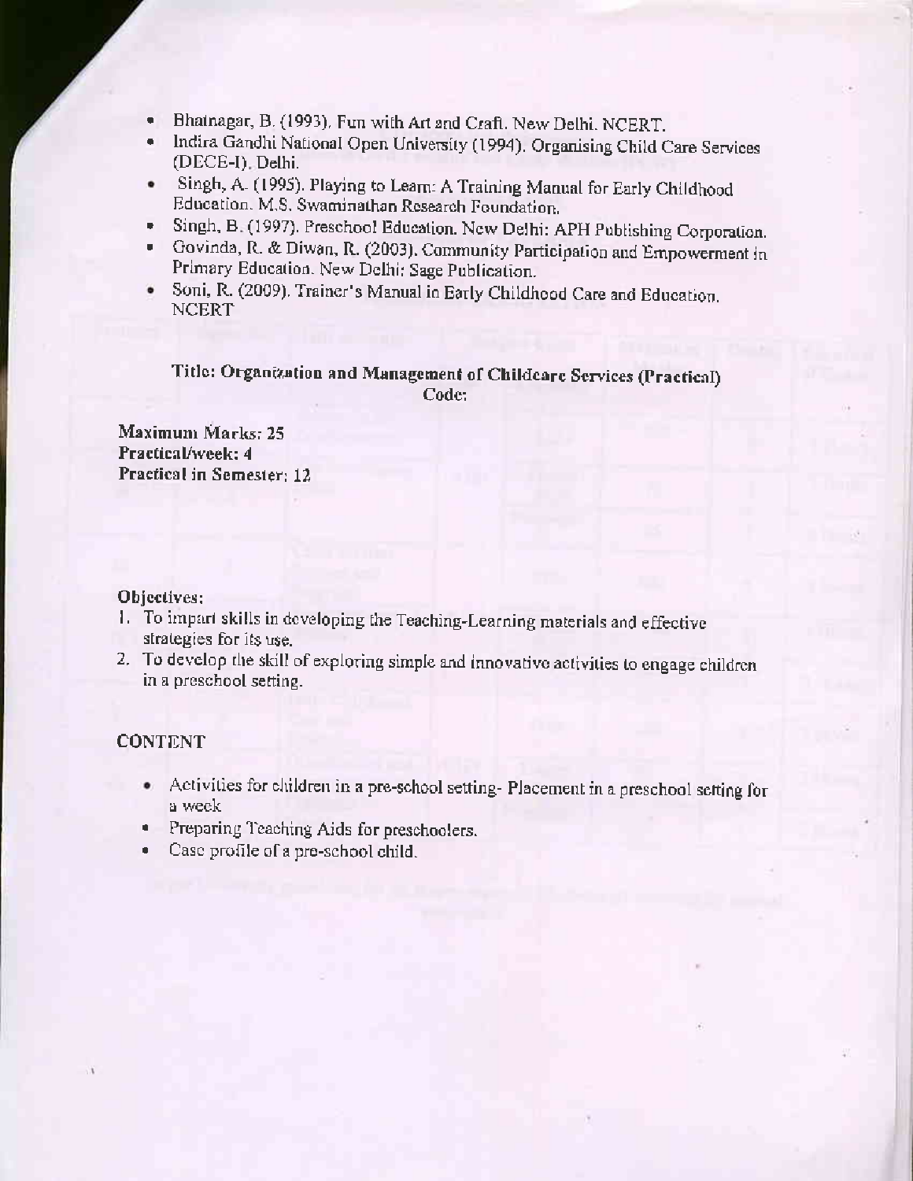- Bhatnagar, B. (1993). Fun with Art and Craft. New Delhi. NCERT.
- Indira Gandhi National Open University (1994). Organising Child Care Services (DECE-I). Delhi.
- Singh, A. (1995). Playing to Learn: A Training Manual for Early Childhood Education. M.S. Swaminathan Research Foundation.
- Singh, B. (1997). Preschool Education. New Delhi: APH Publishing Corporation.
- Govinda, R. & Diwan, R. (2003). Community Participation and Empowerment in Primary Education. New Delhi: Sage Publication.
- Soni, R. (2009). Trainer's Manual in Early Childhood Care and Education. NCERT

**Title: Organization and Management of Childcare Services (Practical)**
**Code:**

**Maximum Marks: 25**
**Practical/week: 4**
**Practical in Semester: 12**

**Objectives:**

1. To impart skills in developing the Teaching-Learning materials and effective strategies for its use.
2. To develop the skill of exploring simple and innovative activities to engage children in a preschool setting.

**CONTENT**

- Activities for children in a pre-school setting- Placement in a preschool setting for a week
- Preparing Teaching Aids for preschoolers.
- Case profile of a pre-school child.